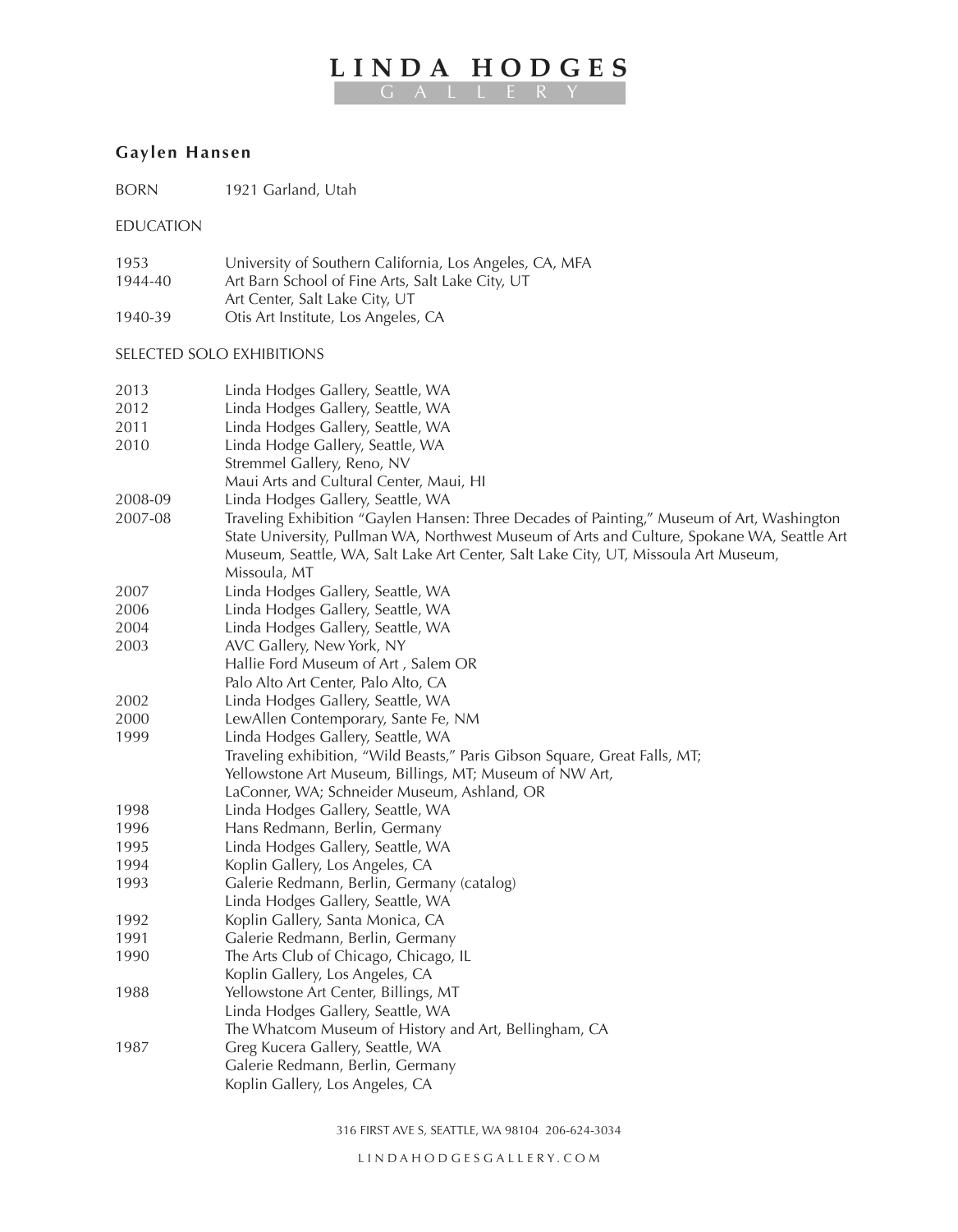# LINDA HODGES GALLERY

## Gaylen Hansen

| | |
|---|---|
| BORN | 1921 Garland, Utah |

EDUCATION

| | |
|---|---|
| 1953 | University of Southern California, Los Angeles, CA, MFA |
| 1944-40 | Art Barn School of Fine Arts, Salt Lake City, UT |
| | Art Center, Salt Lake City, UT |
| 1940-39 | Otis Art Institute, Los Angeles, CA |

SELECTED SOLO EXHIBITIONS

| | |
|---|---|
| 2013 | Linda Hodges Gallery, Seattle, WA |
| 2012 | Linda Hodges Gallery, Seattle, WA |
| 2011 | Linda Hodges Gallery, Seattle, WA |
| 2010 | Linda Hodge Gallery, Seattle, WA |
| | Stremmel Gallery, Reno, NV |
| | Maui Arts and Cultural Center, Maui, HI |
| 2008-09 | Linda Hodges Gallery, Seattle, WA |
| 2007-08 | Traveling Exhibition "Gaylen Hansen: Three Decades of Painting," Museum of Art, Washington State University, Pullman WA, Northwest Museum of Arts and Culture, Spokane WA, Seattle Art Museum, Seattle, WA, Salt Lake Art Center, Salt Lake City, UT, Missoula Art Museum, Missoula, MT |
| 2007 | Linda Hodges Gallery, Seattle, WA |
| 2006 | Linda Hodges Gallery, Seattle, WA |
| 2004 | Linda Hodges Gallery, Seattle, WA |
| 2003 | AVC Gallery, New York, NY |
| | Hallie Ford Museum of Art , Salem OR |
| | Palo Alto Art Center, Palo Alto, CA |
| 2002 | Linda Hodges Gallery, Seattle, WA |
| 2000 | LewAllen Contemporary, Sante Fe, NM |
| 1999 | Linda Hodges Gallery, Seattle, WA |
| | Traveling exhibition, "Wild Beasts," Paris Gibson Square, Great Falls, MT; Yellowstone Art Museum, Billings, MT; Museum of NW Art, LaConner, WA; Schneider Museum, Ashland, OR |
| 1998 | Linda Hodges Gallery, Seattle, WA |
| 1996 | Hans Redmann, Berlin, Germany |
| 1995 | Linda Hodges Gallery, Seattle, WA |
| 1994 | Koplin Gallery, Los Angeles, CA |
| 1993 | Galerie Redmann, Berlin, Germany (catalog) |
| | Linda Hodges Gallery, Seattle, WA |
| 1992 | Koplin Gallery, Santa Monica, CA |
| 1991 | Galerie Redmann, Berlin, Germany |
| 1990 | The Arts Club of Chicago, Chicago, IL |
| | Koplin Gallery, Los Angeles, CA |
| 1988 | Yellowstone Art Center, Billings, MT |
| | Linda Hodges Gallery, Seattle, WA |
| | The Whatcom Museum of History and Art, Bellingham, CA |
| 1987 | Greg Kucera Gallery, Seattle, WA |
| | Galerie Redmann, Berlin, Germany |
| | Koplin Gallery, Los Angeles, CA |

316 FIRST AVE S, SEATTLE, WA 98104 206-624-3034

LINDAHODGESGALLERY.COM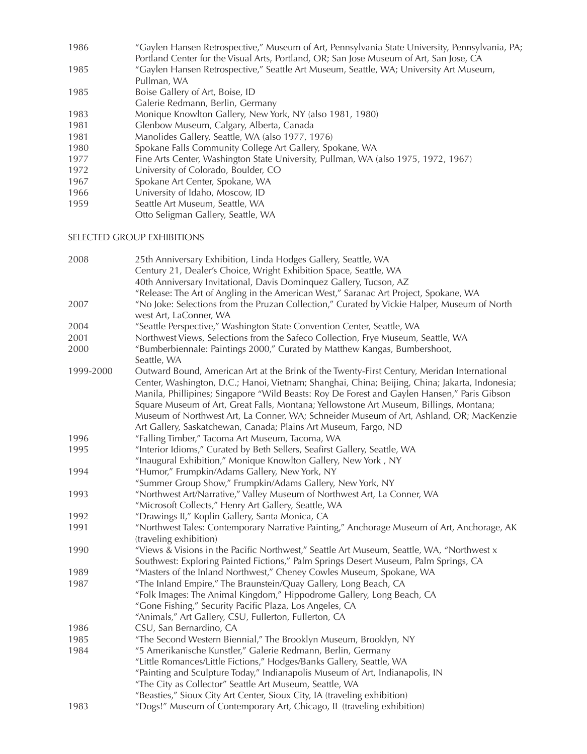| | |
|---|---|
| 1986 | "Gaylen Hansen Retrospective," Museum of Art, Pennsylvania State University, Pennsylvania, PA; Portland Center for the Visual Arts, Portland, OR; San Jose Museum of Art, San Jose, CA |
| 1985 | "Gaylen Hansen Retrospective," Seattle Art Museum, Seattle, WA; University Art Museum, Pullman, WA |
| 1985 | Boise Gallery of Art, Boise, ID<br>Galerie Redmann, Berlin, Germany |
| 1983 | Monique Knowlton Gallery, New York, NY (also 1981, 1980) |
| 1981 | Glenbow Museum, Calgary, Alberta, Canada |
| 1981 | Manolides Gallery, Seattle, WA (also 1977, 1976) |
| 1980 | Spokane Falls Community College Art Gallery, Spokane, WA |
| 1977 | Fine Arts Center, Washington State University, Pullman, WA (also 1975, 1972, 1967) |
| 1972 | University of Colorado, Boulder, CO |
| 1967 | Spokane Art Center, Spokane, WA |
| 1966 | University of Idaho, Moscow, ID |
| 1959 | Seattle Art Museum, Seattle, WA<br>Otto Seligman Gallery, Seattle, WA |

## SELECTED GROUP EXHIBITIONS

| | |
|---|---|
| 2008 | 25th Anniversary Exhibition, Linda Hodges Gallery, Seattle, WA<br>Century 21, Dealer's Choice, Wright Exhibition Space, Seattle, WA<br>40th Anniversary Invitational, Davis Dominquez Gallery, Tucson, AZ<br>"Release: The Art of Angling in the American West," Saranac Art Project, Spokane, WA |
| 2007 | "No Joke: Selections from the Pruzan Collection," Curated by Vickie Halper, Museum of North west Art, LaConner, WA |
| 2004 | "Seattle Perspective," Washington State Convention Center, Seattle, WA |
| 2001 | Northwest Views, Selections from the Safeco Collection, Frye Museum, Seattle, WA |
| 2000 | "Bumberbiennale: Paintings 2000," Curated by Matthew Kangas, Bumbershoot, Seattle, WA |
| 1999-2000 | Outward Bound, American Art at the Brink of the Twenty-First Century, Meridan International Center, Washington, D.C.; Hanoi, Vietnam; Shanghai, China; Beijing, China; Jakarta, Indonesia; Manila, Phillipines; Singapore "Wild Beasts: Roy De Forest and Gaylen Hansen," Paris Gibson Square Museum of Art, Great Falls, Montana; Yellowstone Art Museum, Billings, Montana; Museum of Northwest Art, La Conner, WA; Schneider Museum of Art, Ashland, OR; MacKenzie Art Gallery, Saskatchewan, Canada; Plains Art Museum, Fargo, ND |
| 1996 | "Falling Timber," Tacoma Art Museum, Tacoma, WA |
| 1995 | "Interior Idioms," Curated by Beth Sellers, Seafirst Gallery, Seattle, WA<br>"Inaugural Exhibition," Monique Knowlton Gallery, New York , NY |
| 1994 | "Humor," Frumpkin/Adams Gallery, New York, NY<br>"Summer Group Show," Frumpkin/Adams Gallery, New York, NY |
| 1993 | "Northwest Art/Narrative," Valley Museum of Northwest Art, La Conner, WA<br>"Microsoft Collects," Henry Art Gallery, Seattle, WA |
| 1992 | "Drawings II," Koplin Gallery, Santa Monica, CA |
| 1991 | "Northwest Tales: Contemporary Narrative Painting," Anchorage Museum of Art, Anchorage, AK (traveling exhibition) |
| 1990 | "Views & Visions in the Pacific Northwest," Seattle Art Museum, Seattle, WA, "Northwest x Southwest: Exploring Painted Fictions," Palm Springs Desert Museum, Palm Springs, CA |
| 1989 | "Masters of the Inland Northwest," Cheney Cowles Museum, Spokane, WA |
| 1987 | "The Inland Empire," The Braunstein/Quay Gallery, Long Beach, CA<br>"Folk Images: The Animal Kingdom," Hippodrome Gallery, Long Beach, CA<br>"Gone Fishing," Security Pacific Plaza, Los Angeles, CA<br>"Animals," Art Gallery, CSU, Fullerton, Fullerton, CA |
| 1986 | CSU, San Bernardino, CA |
| 1985 | "The Second Western Biennial," The Brooklyn Museum, Brooklyn, NY |
| 1984 | "5 Amerikanische Kunstler," Galerie Redmann, Berlin, Germany<br>"Little Romances/Little Fictions," Hodges/Banks Gallery, Seattle, WA<br>"Painting and Sculpture Today," Indianapolis Museum of Art, Indianapolis, IN<br>"The City as Collector" Seattle Art Museum, Seattle, WA<br>"Beasties," Sioux City Art Center, Sioux City, IA (traveling exhibition) |
| 1983 | "Dogs!" Museum of Contemporary Art, Chicago, IL (traveling exhibition) |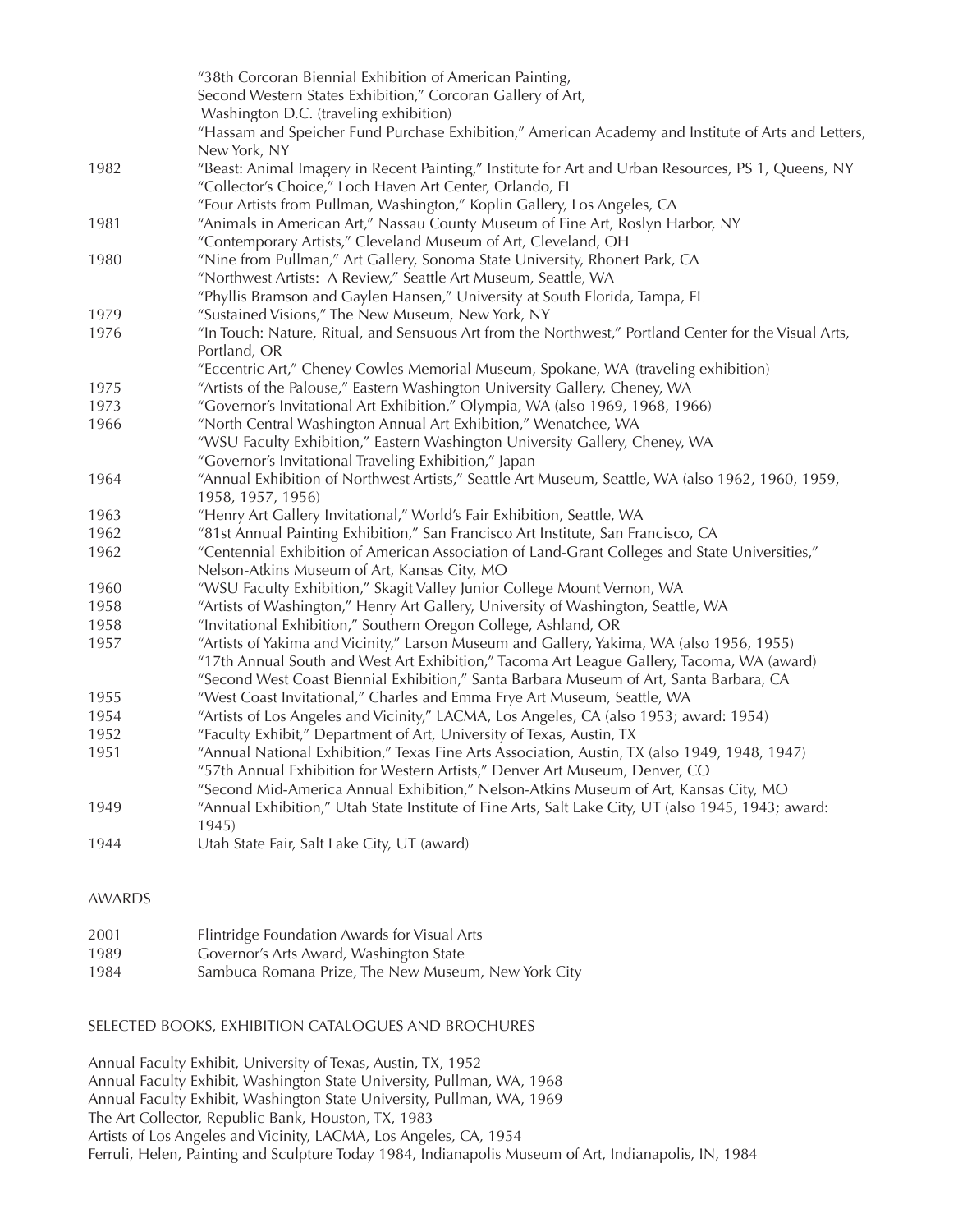| | |
|---|---|
| | "38th Corcoran Biennial Exhibition of American Painting, Second Western States Exhibition," Corcoran Gallery of Art, Washington D.C. (traveling exhibition) |
| | "Hassam and Speicher Fund Purchase Exhibition," American Academy and Institute of Arts and Letters, New York, NY |
| 1982 | "Beast: Animal Imagery in Recent Painting," Institute for Art and Urban Resources, PS 1, Queens, NY |
| | "Collector's Choice," Loch Haven Art Center, Orlando, FL |
| | "Four Artists from Pullman, Washington," Koplin Gallery, Los Angeles, CA |
| 1981 | "Animals in American Art," Nassau County Museum of Fine Art, Roslyn Harbor, NY |
| | "Contemporary Artists," Cleveland Museum of Art, Cleveland, OH |
| 1980 | "Nine from Pullman," Art Gallery, Sonoma State University, Rhonert Park, CA |
| | "Northwest Artists: A Review," Seattle Art Museum, Seattle, WA |
| | "Phyllis Bramson and Gaylen Hansen," University at South Florida, Tampa, FL |
| 1979 | "Sustained Visions," The New Museum, New York, NY |
| 1976 | "In Touch: Nature, Ritual, and Sensuous Art from the Northwest," Portland Center for the Visual Arts, Portland, OR |
| | "Eccentric Art," Cheney Cowles Memorial Museum, Spokane, WA (traveling exhibition) |
| 1975 | "Artists of the Palouse," Eastern Washington University Gallery, Cheney, WA |
| 1973 | "Governor's Invitational Art Exhibition," Olympia, WA (also 1969, 1968, 1966) |
| 1966 | "North Central Washington Annual Art Exhibition," Wenatchee, WA |
| | "WSU Faculty Exhibition," Eastern Washington University Gallery, Cheney, WA |
| | "Governor's Invitational Traveling Exhibition," Japan |
| 1964 | "Annual Exhibition of Northwest Artists," Seattle Art Museum, Seattle, WA (also 1962, 1960, 1959, 1958, 1957, 1956) |
| 1963 | "Henry Art Gallery Invitational," World's Fair Exhibition, Seattle, WA |
| 1962 | "81st Annual Painting Exhibition," San Francisco Art Institute, San Francisco, CA |
| 1962 | "Centennial Exhibition of American Association of Land-Grant Colleges and State Universities," Nelson-Atkins Museum of Art, Kansas City, MO |
| 1960 | "WSU Faculty Exhibition," Skagit Valley Junior College Mount Vernon, WA |
| 1958 | "Artists of Washington," Henry Art Gallery, University of Washington, Seattle, WA |
| 1958 | "Invitational Exhibition," Southern Oregon College, Ashland, OR |
| 1957 | "Artists of Yakima and Vicinity," Larson Museum and Gallery, Yakima, WA (also 1956, 1955) |
| | "17th Annual South and West Art Exhibition," Tacoma Art League Gallery, Tacoma, WA (award) |
| | "Second West Coast Biennial Exhibition," Santa Barbara Museum of Art, Santa Barbara, CA |
| 1955 | "West Coast Invitational," Charles and Emma Frye Art Museum, Seattle, WA |
| 1954 | "Artists of Los Angeles and Vicinity," LACMA, Los Angeles, CA (also 1953; award: 1954) |
| 1952 | "Faculty Exhibit," Department of Art, University of Texas, Austin, TX |
| 1951 | "Annual National Exhibition," Texas Fine Arts Association, Austin, TX (also 1949, 1948, 1947) |
| | "57th Annual Exhibition for Western Artists," Denver Art Museum, Denver, CO |
| | "Second Mid-America Annual Exhibition," Nelson-Atkins Museum of Art, Kansas City, MO |
| 1949 | "Annual Exhibition," Utah State Institute of Fine Arts, Salt Lake City, UT (also 1945, 1943; award: 1945) |
| 1944 | Utah State Fair, Salt Lake City, UT (award) |

## AWARDS

| | |
|---|---|
| 2001 | Flintridge Foundation Awards for Visual Arts |
| 1989 | Governor's Arts Award, Washington State |
| 1984 | Sambuca Romana Prize, The New Museum, New York City |

## SELECTED BOOKS, EXHIBITION CATALOGUES AND BROCHURES

Annual Faculty Exhibit, University of Texas, Austin, TX, 1952
Annual Faculty Exhibit, Washington State University, Pullman, WA, 1968
Annual Faculty Exhibit, Washington State University, Pullman, WA, 1969
The Art Collector, Republic Bank, Houston, TX, 1983
Artists of Los Angeles and Vicinity, LACMA, Los Angeles, CA, 1954
Ferruli, Helen, Painting and Sculpture Today 1984, Indianapolis Museum of Art, Indianapolis, IN, 1984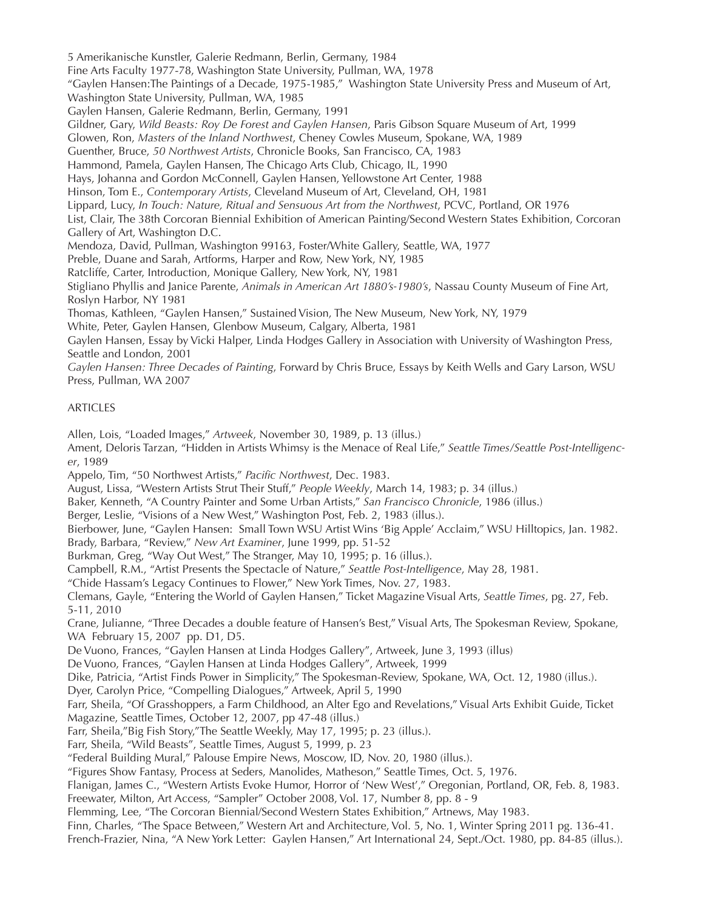5 Amerikanische Kunstler, Galerie Redmann, Berlin, Germany, 1984

Fine Arts Faculty 1977-78, Washington State University, Pullman, WA, 1978

"Gaylen Hansen:The Paintings of a Decade, 1975-1985," Washington State University Press and Museum of Art, Washington State University, Pullman, WA, 1985

Gaylen Hansen, Galerie Redmann, Berlin, Germany, 1991

Gildner, Gary, *Wild Beasts: Roy De Forest and Gaylen Hansen*, Paris Gibson Square Museum of Art, 1999

Glowen, Ron, *Masters of the Inland Northwest*, Cheney Cowles Museum, Spokane, WA, 1989

Guenther, Bruce, *50 Northwest Artists*, Chronicle Books, San Francisco, CA, 1983

Hammond, Pamela, Gaylen Hansen, The Chicago Arts Club, Chicago, IL, 1990

Hays, Johanna and Gordon McConnell, Gaylen Hansen, Yellowstone Art Center, 1988

Hinson, Tom E., *Contemporary Artists*, Cleveland Museum of Art, Cleveland, OH, 1981

Lippard, Lucy, *In Touch: Nature, Ritual and Sensuous Art from the Northwest*, PCVC, Portland, OR 1976

List, Clair, The 38th Corcoran Biennial Exhibition of American Painting/Second Western States Exhibition, Corcoran Gallery of Art, Washington D.C.

Mendoza, David, Pullman, Washington 99163, Foster/White Gallery, Seattle, WA, 1977

Preble, Duane and Sarah, Artforms, Harper and Row, New York, NY, 1985

Ratcliffe, Carter, Introduction, Monique Gallery, New York, NY, 1981

Stigliano Phyllis and Janice Parente, *Animals in American Art 1880's-1980's*, Nassau County Museum of Fine Art, Roslyn Harbor, NY 1981

Thomas, Kathleen, "Gaylen Hansen," Sustained Vision, The New Museum, New York, NY, 1979

White, Peter, Gaylen Hansen, Glenbow Museum, Calgary, Alberta, 1981

Gaylen Hansen, Essay by Vicki Halper, Linda Hodges Gallery in Association with University of Washington Press, Seattle and London, 2001

*Gaylen Hansen: Three Decades of Painting*, Forward by Chris Bruce, Essays by Keith Wells and Gary Larson, WSU Press, Pullman, WA 2007

## ARTICLES

Allen, Lois, "Loaded Images," *Artweek*, November 30, 1989, p. 13 (illus.)

Ament, Deloris Tarzan, "Hidden in Artists Whimsy is the Menace of Real Life," *Seattle Times/Seattle Post-Intelligencer*, 1989

Appelo, Tim, "50 Northwest Artists," *Pacific Northwest*, Dec. 1983.

August, Lissa, "Western Artists Strut Their Stuff," *People Weekly*, March 14, 1983; p. 34 (illus.)

Baker, Kenneth, "A Country Painter and Some Urban Artists," *San Francisco Chronicle*, 1986 (illus.)

Berger, Leslie, "Visions of a New West," Washington Post, Feb. 2, 1983 (illus.).

Bierbower, June, "Gaylen Hansen: Small Town WSU Artist Wins 'Big Apple' Acclaim," WSU Hilltopics, Jan. 1982.

Brady, Barbara, "Review," *New Art Examiner*, June 1999, pp. 51-52

Burkman, Greg, "Way Out West," The Stranger, May 10, 1995; p. 16 (illus.).

Campbell, R.M., "Artist Presents the Spectacle of Nature," *Seattle Post-Intelligence*, May 28, 1981.

"Chide Hassam's Legacy Continues to Flower," New York Times, Nov. 27, 1983.

Clemans, Gayle, "Entering the World of Gaylen Hansen," Ticket Magazine Visual Arts, *Seattle Times*, pg. 27, Feb. 5-11, 2010

Crane, Julianne, "Three Decades a double feature of Hansen's Best," Visual Arts, The Spokesman Review, Spokane, WA February 15, 2007 pp. D1, D5.

De Vuono, Frances, "Gaylen Hansen at Linda Hodges Gallery", Artweek, June 3, 1993 (illus)

De Vuono, Frances, "Gaylen Hansen at Linda Hodges Gallery", Artweek, 1999

Dike, Patricia, "Artist Finds Power in Simplicity," The Spokesman-Review, Spokane, WA, Oct. 12, 1980 (illus.).

Dyer, Carolyn Price, "Compelling Dialogues," Artweek, April 5, 1990

Farr, Sheila, "Of Grasshoppers, a Farm Childhood, an Alter Ego and Revelations," Visual Arts Exhibit Guide, Ticket Magazine, Seattle Times, October 12, 2007, pp 47-48 (illus.)

Farr, Sheila,"Big Fish Story,"The Seattle Weekly, May 17, 1995; p. 23 (illus.).

Farr, Sheila, "Wild Beasts", Seattle Times, August 5, 1999, p. 23

"Federal Building Mural," Palouse Empire News, Moscow, ID, Nov. 20, 1980 (illus.).

"Figures Show Fantasy, Process at Seders, Manolides, Matheson," Seattle Times, Oct. 5, 1976.

Flanigan, James C., "Western Artists Evoke Humor, Horror of 'New West'," Oregonian, Portland, OR, Feb. 8, 1983.

Freewater, Milton, Art Access, "Sampler" October 2008, Vol. 17, Number 8, pp. 8 - 9

Flemming, Lee, "The Corcoran Biennial/Second Western States Exhibition," Artnews, May 1983.

Finn, Charles, "The Space Between," Western Art and Architecture, Vol. 5, No. 1, Winter Spring 2011 pg. 136-41.

French-Frazier, Nina, "A New York Letter: Gaylen Hansen," Art International 24, Sept./Oct. 1980, pp. 84-85 (illus.).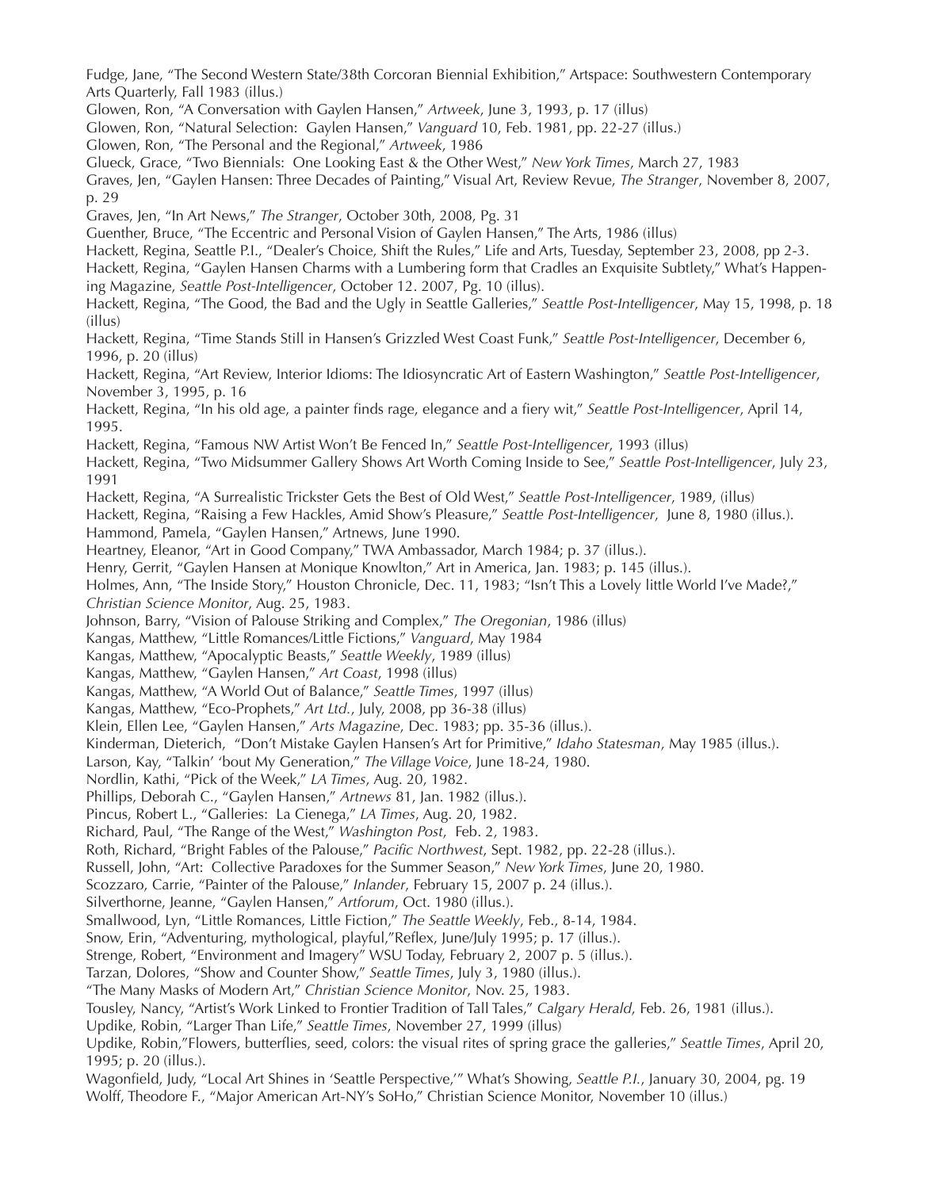Fudge, Jane, "The Second Western State/38th Corcoran Biennial Exhibition," Artspace: Southwestern Contemporary Arts Quarterly, Fall 1983 (illus.)

Glowen, Ron, "A Conversation with Gaylen Hansen," *Artweek*, June 3, 1993, p. 17 (illus)

Glowen, Ron, "Natural Selection: Gaylen Hansen," *Vanguard* 10, Feb. 1981, pp. 22-27 (illus.)

Glowen, Ron, "The Personal and the Regional," *Artweek*, 1986

Glueck, Grace, "Two Biennials: One Looking East & the Other West," *New York Times*, March 27, 1983

Graves, Jen, "Gaylen Hansen: Three Decades of Painting," Visual Art, Review Revue, *The Stranger*, November 8, 2007, p. 29

Graves, Jen, "In Art News," *The Stranger*, October 30th, 2008, Pg. 31

Guenther, Bruce, "The Eccentric and Personal Vision of Gaylen Hansen," The Arts, 1986 (illus)

Hackett, Regina, Seattle P.I., "Dealer's Choice, Shift the Rules," Life and Arts, Tuesday, September 23, 2008, pp 2-3.

Hackett, Regina, "Gaylen Hansen Charms with a Lumbering form that Cradles an Exquisite Subtlety," What's Happening Magazine, *Seattle Post-Intelligencer*, October 12. 2007, Pg. 10 (illus).

Hackett, Regina, "The Good, the Bad and the Ugly in Seattle Galleries," *Seattle Post-Intelligencer*, May 15, 1998, p. 18 (illus)

Hackett, Regina, "Time Stands Still in Hansen's Grizzled West Coast Funk," *Seattle Post-Intelligencer*, December 6, 1996, p. 20 (illus)

Hackett, Regina, "Art Review, Interior Idioms: The Idiosyncratic Art of Eastern Washington," *Seattle Post-Intelligencer*, November 3, 1995, p. 16

Hackett, Regina, "In his old age, a painter finds rage, elegance and a fiery wit," *Seattle Post-Intelligencer*, April 14, 1995.

Hackett, Regina, "Famous NW Artist Won't Be Fenced In," *Seattle Post-Intelligencer*, 1993 (illus)

Hackett, Regina, "Two Midsummer Gallery Shows Art Worth Coming Inside to See," *Seattle Post-Intelligencer*, July 23, 1991

Hackett, Regina, "A Surrealistic Trickster Gets the Best of Old West," *Seattle Post-Intelligencer*, 1989, (illus)

Hackett, Regina, "Raising a Few Hackles, Amid Show's Pleasure," *Seattle Post-Intelligencer*, June 8, 1980 (illus.).

Hammond, Pamela, "Gaylen Hansen," Artnews, June 1990.

Heartney, Eleanor, "Art in Good Company," TWA Ambassador, March 1984; p. 37 (illus.).

Henry, Gerrit, "Gaylen Hansen at Monique Knowlton," Art in America, Jan. 1983; p. 145 (illus.).

Holmes, Ann, "The Inside Story," Houston Chronicle, Dec. 11, 1983; "Isn't This a Lovely little World I've Made?," *Christian Science Monitor*, Aug. 25, 1983.

Johnson, Barry, "Vision of Palouse Striking and Complex," *The Oregonian*, 1986 (illus)

Kangas, Matthew, "Little Romances/Little Fictions," *Vanguard*, May 1984

Kangas, Matthew, "Apocalyptic Beasts," *Seattle Weekly*, 1989 (illus)

Kangas, Matthew, "Gaylen Hansen," *Art Coast*, 1998 (illus)

Kangas, Matthew, "A World Out of Balance," *Seattle Times*, 1997 (illus)

Kangas, Matthew, "Eco-Prophets," *Art Ltd.*, July, 2008, pp 36-38 (illus)

Klein, Ellen Lee, "Gaylen Hansen," *Arts Magazine*, Dec. 1983; pp. 35-36 (illus.).

Kinderman, Dieterich, "Don't Mistake Gaylen Hansen's Art for Primitive," *Idaho Statesman*, May 1985 (illus.).

Larson, Kay, "Talkin' 'bout My Generation," *The Village Voice*, June 18-24, 1980.

Nordlin, Kathi, "Pick of the Week," *LA Times*, Aug. 20, 1982.

Phillips, Deborah C., "Gaylen Hansen," *Artnews* 81, Jan. 1982 (illus.).

Pincus, Robert L., "Galleries: La Cienega," *LA Times*, Aug. 20, 1982.

Richard, Paul, "The Range of the West," *Washington Post*, Feb. 2, 1983.

Roth, Richard, "Bright Fables of the Palouse," *Pacific Northwest*, Sept. 1982, pp. 22-28 (illus.).

Russell, John, "Art: Collective Paradoxes for the Summer Season," *New York Times*, June 20, 1980.

Scozzaro, Carrie, "Painter of the Palouse," *Inlander*, February 15, 2007 p. 24 (illus.).

Silverthorne, Jeanne, "Gaylen Hansen," *Artforum*, Oct. 1980 (illus.).

Smallwood, Lyn, "Little Romances, Little Fiction," *The Seattle Weekly*, Feb., 8-14, 1984.

Snow, Erin, "Adventuring, mythological, playful,"Reflex, June/July 1995; p. 17 (illus.).

Strenge, Robert, "Environment and Imagery" WSU Today, February 2, 2007 p. 5 (illus.).

Tarzan, Dolores, "Show and Counter Show," *Seattle Times*, July 3, 1980 (illus.).

"The Many Masks of Modern Art," *Christian Science Monitor*, Nov. 25, 1983.

Tousley, Nancy, "Artist's Work Linked to Frontier Tradition of Tall Tales," *Calgary Herald*, Feb. 26, 1981 (illus.).

Updike, Robin, "Larger Than Life," *Seattle Times*, November 27, 1999 (illus)

Updike, Robin,"Flowers, butterflies, seed, colors: the visual rites of spring grace the galleries," *Seattle Times*, April 20, 1995; p. 20 (illus.).

Wagonfield, Judy, "Local Art Shines in 'Seattle Perspective,'" What's Showing, *Seattle P.I.*, January 30, 2004, pg. 19

Wolff, Theodore F., "Major American Art-NY's SoHo," Christian Science Monitor, November 10 (illus.)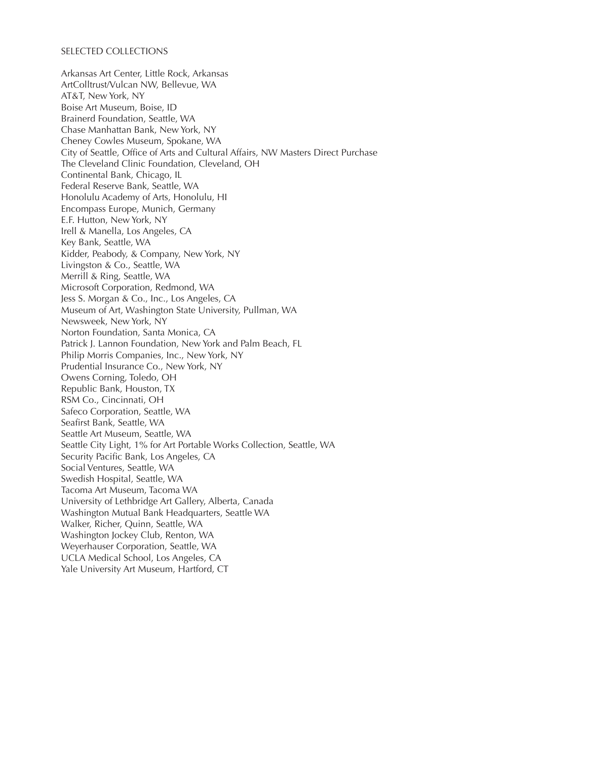SELECTED COLLECTIONS

Arkansas Art Center, Little Rock, Arkansas
ArtColltrust/Vulcan NW, Bellevue, WA
AT&T, New York, NY
Boise Art Museum, Boise, ID
Brainerd Foundation, Seattle, WA
Chase Manhattan Bank, New York, NY
Cheney Cowles Museum, Spokane, WA
City of Seattle, Office of Arts and Cultural Affairs, NW Masters Direct Purchase
The Cleveland Clinic Foundation, Cleveland, OH
Continental Bank, Chicago, IL
Federal Reserve Bank, Seattle, WA
Honolulu Academy of Arts, Honolulu, HI
Encompass Europe, Munich, Germany
E.F. Hutton, New York, NY
Irell & Manella, Los Angeles, CA
Key Bank, Seattle, WA
Kidder, Peabody, & Company, New York, NY
Livingston & Co., Seattle, WA
Merrill & Ring, Seattle, WA
Microsoft Corporation, Redmond, WA
Jess S. Morgan & Co., Inc., Los Angeles, CA
Museum of Art, Washington State University, Pullman, WA
Newsweek, New York, NY
Norton Foundation, Santa Monica, CA
Patrick J. Lannon Foundation, New York and Palm Beach, FL
Philip Morris Companies, Inc., New York, NY
Prudential Insurance Co., New York, NY
Owens Corning, Toledo, OH
Republic Bank, Houston, TX
RSM Co., Cincinnati, OH
Safeco Corporation, Seattle, WA
Seafirst Bank, Seattle, WA
Seattle Art Museum, Seattle, WA
Seattle City Light, 1% for Art Portable Works Collection, Seattle, WA
Security Pacific Bank, Los Angeles, CA
Social Ventures, Seattle, WA
Swedish Hospital, Seattle, WA
Tacoma Art Museum, Tacoma WA
University of Lethbridge Art Gallery, Alberta, Canada
Washington Mutual Bank Headquarters, Seattle WA
Walker, Richer, Quinn, Seattle, WA
Washington Jockey Club, Renton, WA
Weyerhauser Corporation, Seattle, WA
UCLA Medical School, Los Angeles, CA
Yale University Art Museum, Hartford, CT